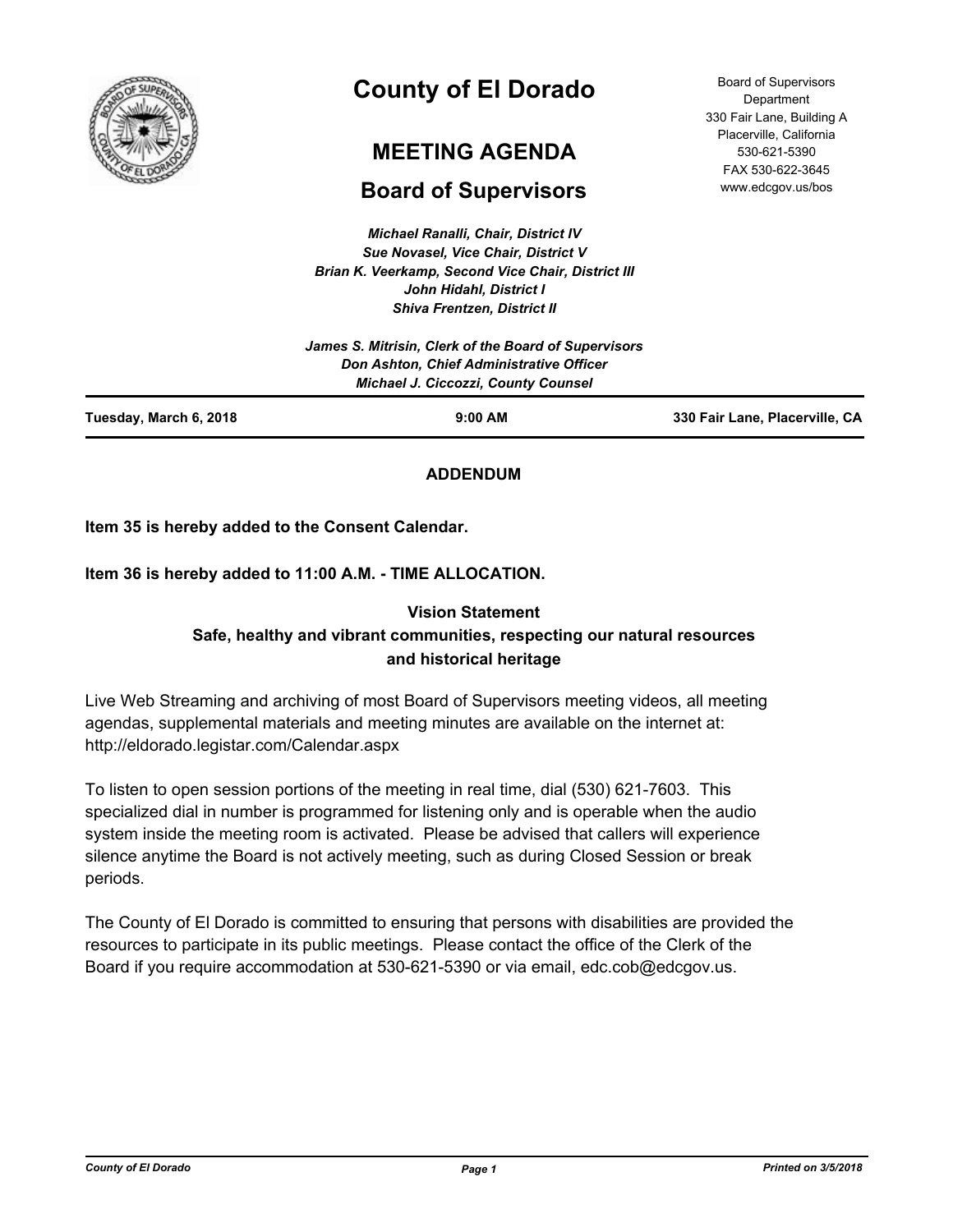# County of El Dorado

## MEETING AGENDA

## Board of Supervisors

Board of Supervisors Department
330 Fair Lane, Building A
Placerville, California
530-621-5390
FAX 530-622-3645
www.edcgov.us/bos

*Michael Ranalli, Chair, District IV*
*Sue Novasel, Vice Chair, District V*
*Brian K. Veerkamp, Second Vice Chair, District III*
*John Hidahl, District I*
*Shiva Frentzen, District II*

*James S. Mitrisin, Clerk of the Board of Supervisors*
*Don Ashton, Chief Administrative Officer*
*Michael J. Ciccozzi, County Counsel*

**Tuesday, March 6, 2018** | **9:00 AM** | **330 Fair Lane, Placerville, CA**

**ADDENDUM**

**Item 35 is hereby added to the Consent Calendar.**

**Item 36 is hereby added to 11:00 A.M. - TIME ALLOCATION.**

**Vision Statement**
**Safe, healthy and vibrant communities, respecting our natural resources and historical heritage**

Live Web Streaming and archiving of most Board of Supervisors meeting videos, all meeting agendas, supplemental materials and meeting minutes are available on the internet at: http://eldorado.legistar.com/Calendar.aspx

To listen to open session portions of the meeting in real time, dial (530) 621-7603. This specialized dial in number is programmed for listening only and is operable when the audio system inside the meeting room is activated. Please be advised that callers will experience silence anytime the Board is not actively meeting, such as during Closed Session or break periods.

The County of El Dorado is committed to ensuring that persons with disabilities are provided the resources to participate in its public meetings. Please contact the office of the Clerk of the Board if you require accommodation at 530-621-5390 or via email, edc.cob@edcgov.us.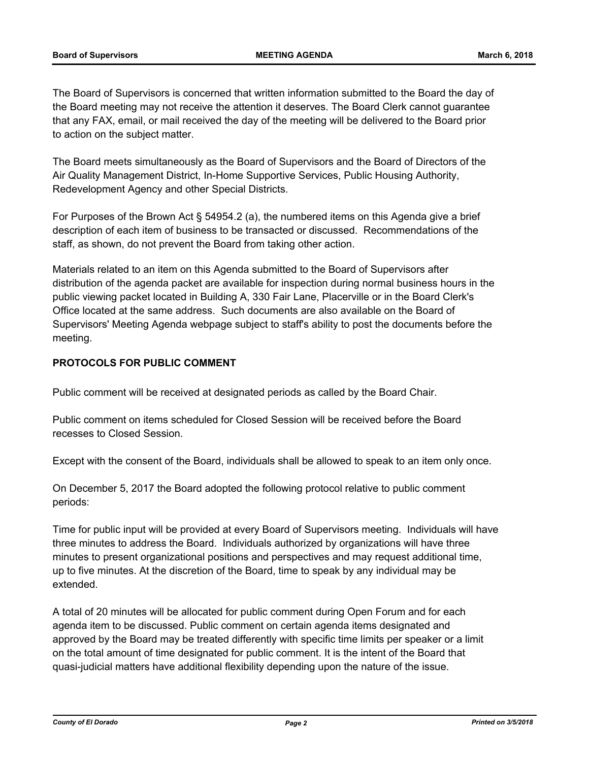The Board of Supervisors is concerned that written information submitted to the Board the day of the Board meeting may not receive the attention it deserves. The Board Clerk cannot guarantee that any FAX, email, or mail received the day of the meeting will be delivered to the Board prior to action on the subject matter.

The Board meets simultaneously as the Board of Supervisors and the Board of Directors of the Air Quality Management District, In-Home Supportive Services, Public Housing Authority, Redevelopment Agency and other Special Districts.

For Purposes of the Brown Act § 54954.2 (a), the numbered items on this Agenda give a brief description of each item of business to be transacted or discussed. Recommendations of the staff, as shown, do not prevent the Board from taking other action.

Materials related to an item on this Agenda submitted to the Board of Supervisors after distribution of the agenda packet are available for inspection during normal business hours in the public viewing packet located in Building A, 330 Fair Lane, Placerville or in the Board Clerk's Office located at the same address. Such documents are also available on the Board of Supervisors' Meeting Agenda webpage subject to staff's ability to post the documents before the meeting.

**PROTOCOLS FOR PUBLIC COMMENT**

Public comment will be received at designated periods as called by the Board Chair.

Public comment on items scheduled for Closed Session will be received before the Board recesses to Closed Session.

Except with the consent of the Board, individuals shall be allowed to speak to an item only once.

On December 5, 2017 the Board adopted the following protocol relative to public comment periods:

Time for public input will be provided at every Board of Supervisors meeting. Individuals will have three minutes to address the Board. Individuals authorized by organizations will have three minutes to present organizational positions and perspectives and may request additional time, up to five minutes. At the discretion of the Board, time to speak by any individual may be extended.

A total of 20 minutes will be allocated for public comment during Open Forum and for each agenda item to be discussed. Public comment on certain agenda items designated and approved by the Board may be treated differently with specific time limits per speaker or a limit on the total amount of time designated for public comment. It is the intent of the Board that quasi-judicial matters have additional flexibility depending upon the nature of the issue.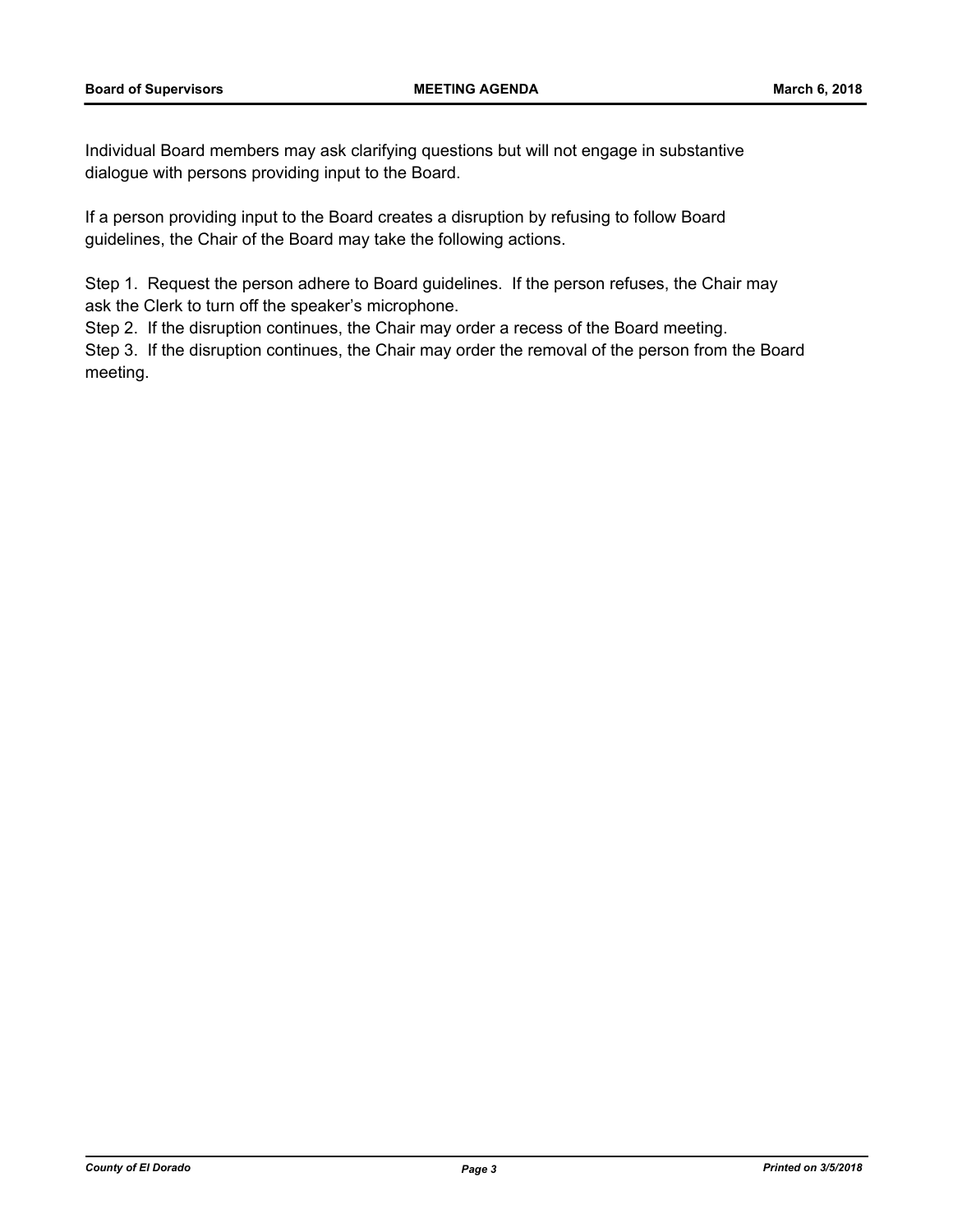Individual Board members may ask clarifying questions but will not engage in substantive dialogue with persons providing input to the Board.

If a person providing input to the Board creates a disruption by refusing to follow Board guidelines, the Chair of the Board may take the following actions.

Step 1. Request the person adhere to Board guidelines. If the person refuses, the Chair may ask the Clerk to turn off the speaker's microphone.

Step 2. If the disruption continues, the Chair may order a recess of the Board meeting.

Step 3. If the disruption continues, the Chair may order the removal of the person from the Board meeting.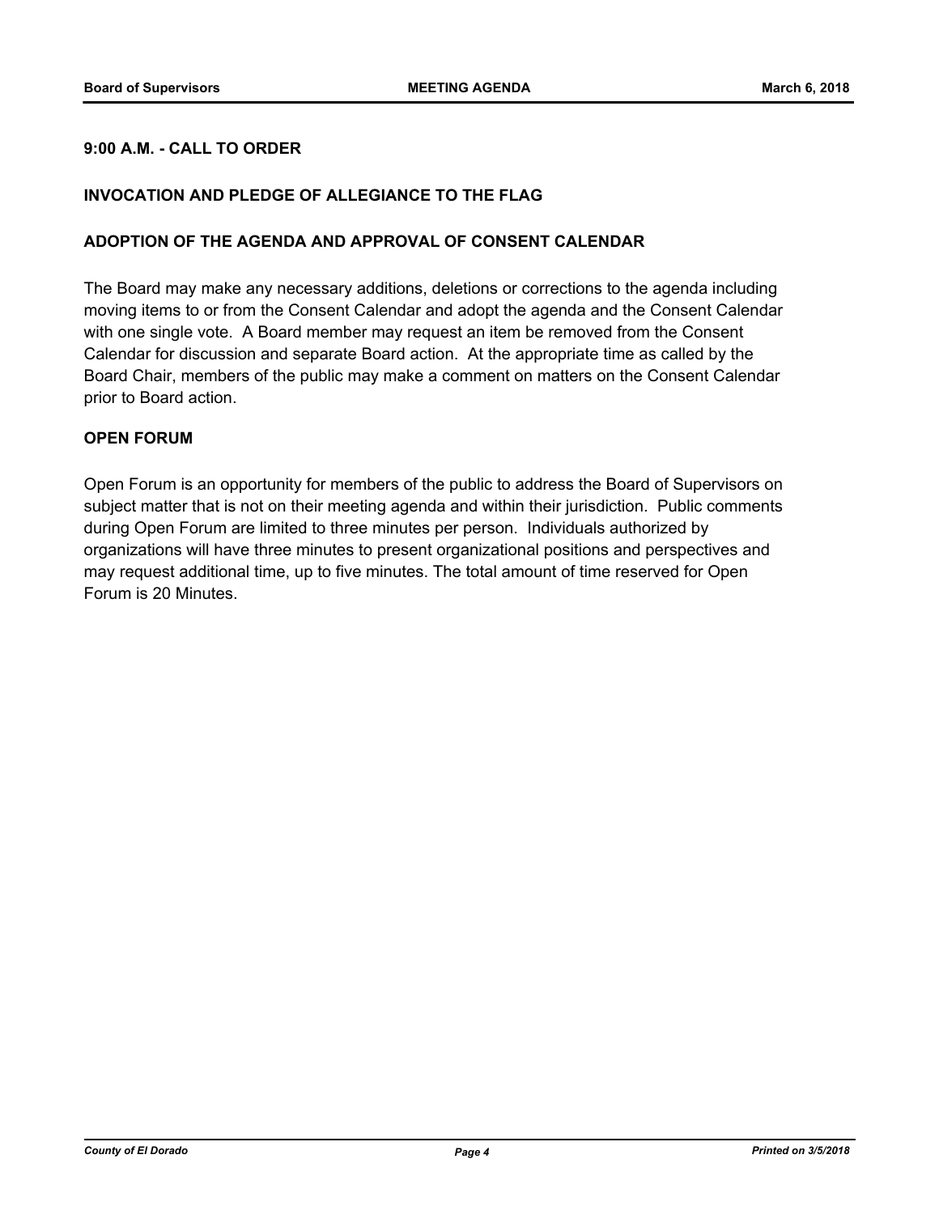**9:00 A.M. - CALL TO ORDER**

**INVOCATION AND PLEDGE OF ALLEGIANCE TO THE FLAG**

**ADOPTION OF THE AGENDA AND APPROVAL OF CONSENT CALENDAR**

The Board may make any necessary additions, deletions or corrections to the agenda including moving items to or from the Consent Calendar and adopt the agenda and the Consent Calendar with one single vote. A Board member may request an item be removed from the Consent Calendar for discussion and separate Board action. At the appropriate time as called by the Board Chair, members of the public may make a comment on matters on the Consent Calendar prior to Board action.

**OPEN FORUM**

Open Forum is an opportunity for members of the public to address the Board of Supervisors on subject matter that is not on their meeting agenda and within their jurisdiction. Public comments during Open Forum are limited to three minutes per person. Individuals authorized by organizations will have three minutes to present organizational positions and perspectives and may request additional time, up to five minutes. The total amount of time reserved for Open Forum is 20 Minutes.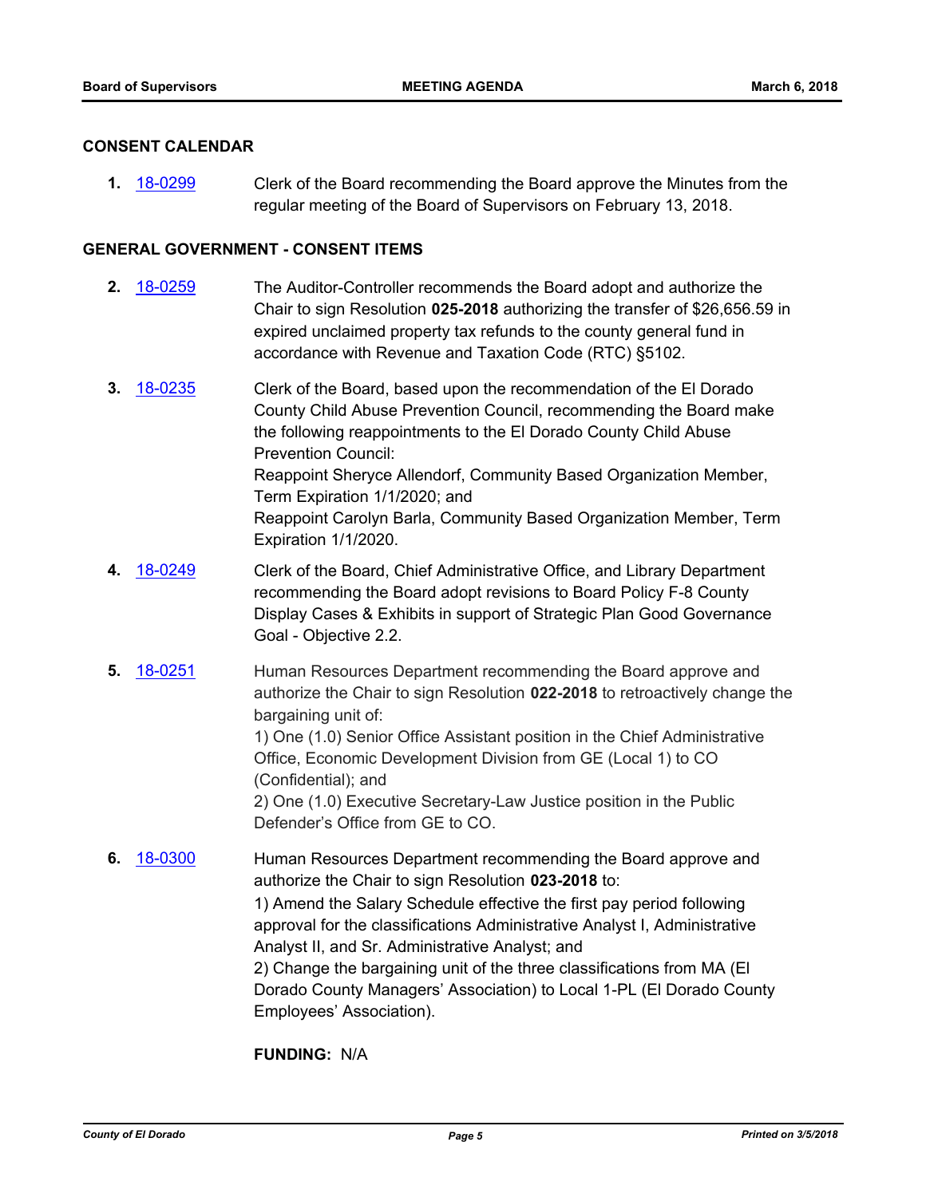## CONSENT CALENDAR

**1.** 18-0299 Clerk of the Board recommending the Board approve the Minutes from the regular meeting of the Board of Supervisors on February 13, 2018.

## GENERAL GOVERNMENT - CONSENT ITEMS

**2.** 18-0259 The Auditor-Controller recommends the Board adopt and authorize the Chair to sign Resolution **025-2018** authorizing the transfer of $26,656.59 in expired unclaimed property tax refunds to the county general fund in accordance with Revenue and Taxation Code (RTC) §5102.

**3.** 18-0235 Clerk of the Board, based upon the recommendation of the El Dorado County Child Abuse Prevention Council, recommending the Board make the following reappointments to the El Dorado County Child Abuse Prevention Council:
Reappoint Sheryce Allendorf, Community Based Organization Member, Term Expiration 1/1/2020; and
Reappoint Carolyn Barla, Community Based Organization Member, Term Expiration 1/1/2020.

**4.** 18-0249 Clerk of the Board, Chief Administrative Office, and Library Department recommending the Board adopt revisions to Board Policy F-8 County Display Cases & Exhibits in support of Strategic Plan Good Governance Goal - Objective 2.2.

**5.** 18-0251 Human Resources Department recommending the Board approve and authorize the Chair to sign Resolution **022-2018** to retroactively change the bargaining unit of:
1) One (1.0) Senior Office Assistant position in the Chief Administrative Office, Economic Development Division from GE (Local 1) to CO (Confidential); and
2) One (1.0) Executive Secretary-Law Justice position in the Public Defender's Office from GE to CO.

**6.** 18-0300 Human Resources Department recommending the Board approve and authorize the Chair to sign Resolution **023-2018** to:
1) Amend the Salary Schedule effective the first pay period following approval for the classifications Administrative Analyst I, Administrative Analyst II, and Sr. Administrative Analyst; and
2) Change the bargaining unit of the three classifications from MA (El Dorado County Managers' Association) to Local 1-PL (El Dorado County Employees' Association).

**FUNDING:** N/A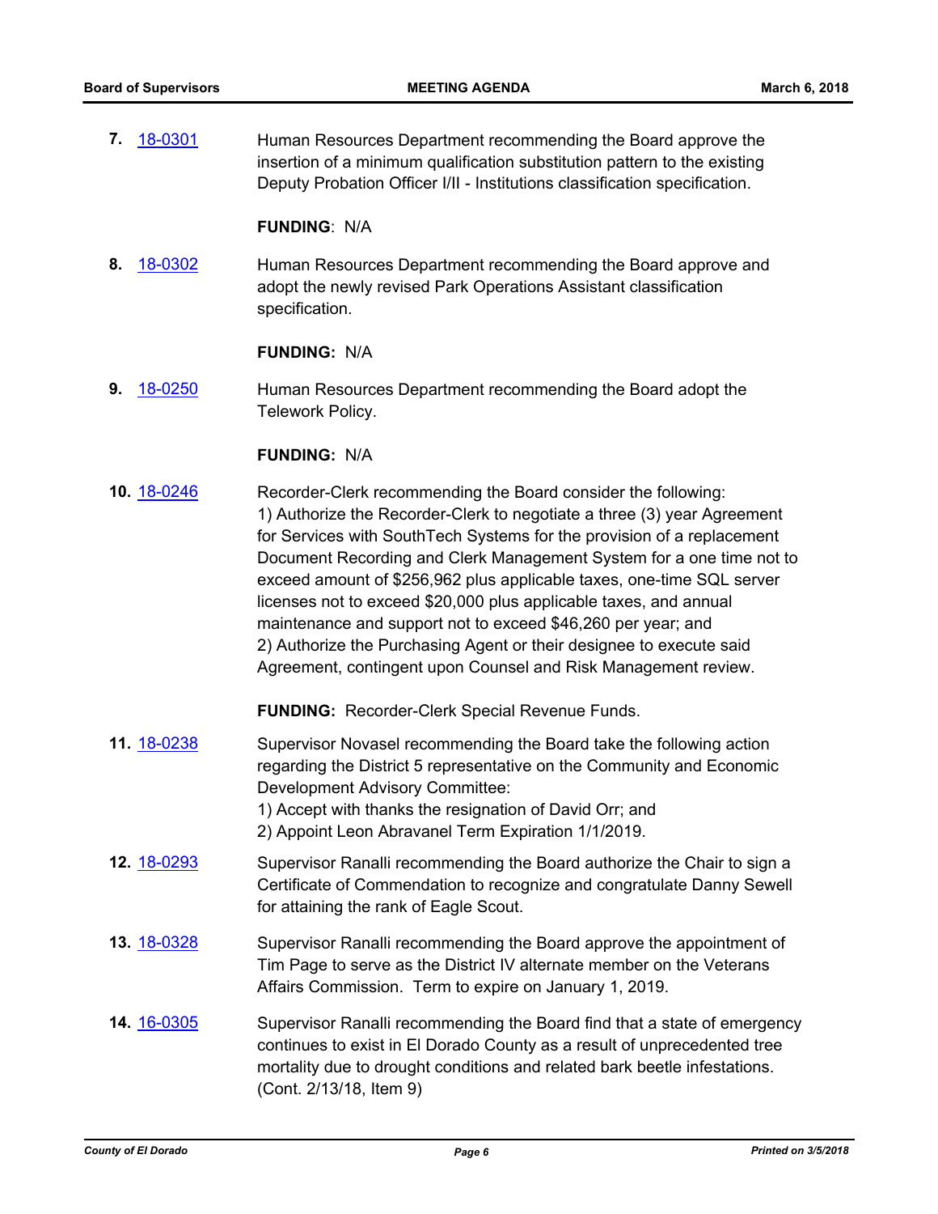**7.** 18-0301 Human Resources Department recommending the Board approve the insertion of a minimum qualification substitution pattern to the existing Deputy Probation Officer I/II - Institutions classification specification.

**FUNDING**: N/A

**8.** 18-0302 Human Resources Department recommending the Board approve and adopt the newly revised Park Operations Assistant classification specification.

**FUNDING:** N/A

**9.** 18-0250 Human Resources Department recommending the Board adopt the Telework Policy.

**FUNDING:** N/A

**10.** 18-0246 Recorder-Clerk recommending the Board consider the following:
1) Authorize the Recorder-Clerk to negotiate a three (3) year Agreement for Services with SouthTech Systems for the provision of a replacement Document Recording and Clerk Management System for a one time not to exceed amount of $256,962 plus applicable taxes, one-time SQL server licenses not to exceed $20,000 plus applicable taxes, and annual maintenance and support not to exceed $46,260 per year; and
2) Authorize the Purchasing Agent or their designee to execute said Agreement, contingent upon Counsel and Risk Management review.

**FUNDING:** Recorder-Clerk Special Revenue Funds.

**11.** 18-0238 Supervisor Novasel recommending the Board take the following action regarding the District 5 representative on the Community and Economic Development Advisory Committee:
1) Accept with thanks the resignation of David Orr; and
2) Appoint Leon Abravanel Term Expiration 1/1/2019.

**12.** 18-0293 Supervisor Ranalli recommending the Board authorize the Chair to sign a Certificate of Commendation to recognize and congratulate Danny Sewell for attaining the rank of Eagle Scout.

**13.** 18-0328 Supervisor Ranalli recommending the Board approve the appointment of Tim Page to serve as the District IV alternate member on the Veterans Affairs Commission. Term to expire on January 1, 2019.

**14.** 16-0305 Supervisor Ranalli recommending the Board find that a state of emergency continues to exist in El Dorado County as a result of unprecedented tree mortality due to drought conditions and related bark beetle infestations. (Cont. 2/13/18, Item 9)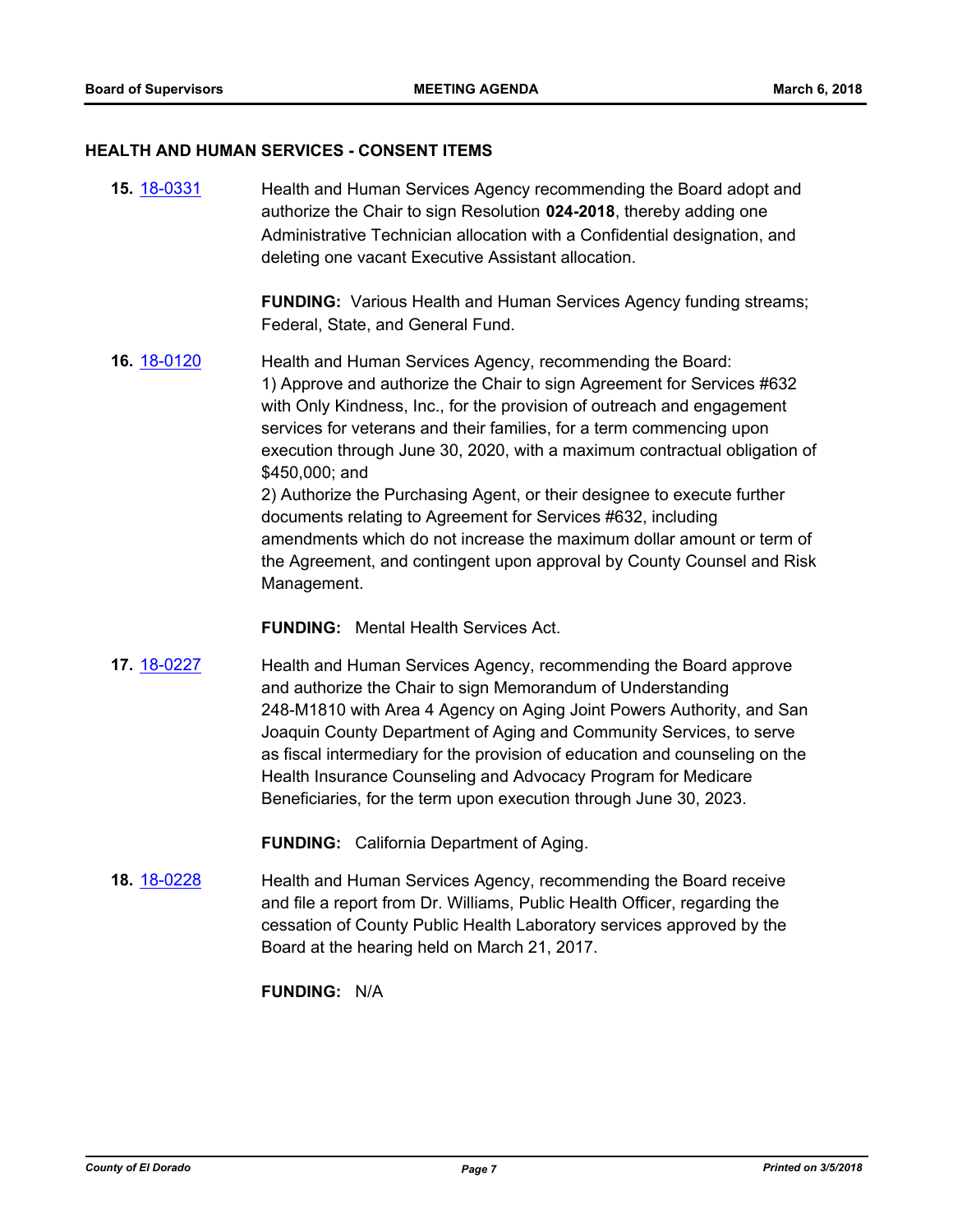## HEALTH AND HUMAN SERVICES - CONSENT ITEMS

**15.** 18-0331

Health and Human Services Agency recommending the Board adopt and authorize the Chair to sign Resolution **024-2018**, thereby adding one Administrative Technician allocation with a Confidential designation, and deleting one vacant Executive Assistant allocation.

**FUNDING:** Various Health and Human Services Agency funding streams; Federal, State, and General Fund.

**16.** 18-0120

Health and Human Services Agency, recommending the Board:
1) Approve and authorize the Chair to sign Agreement for Services #632 with Only Kindness, Inc., for the provision of outreach and engagement services for veterans and their families, for a term commencing upon execution through June 30, 2020, with a maximum contractual obligation of $450,000; and
2) Authorize the Purchasing Agent, or their designee to execute further documents relating to Agreement for Services #632, including amendments which do not increase the maximum dollar amount or term of the Agreement, and contingent upon approval by County Counsel and Risk Management.

**FUNDING:** Mental Health Services Act.

**17.** 18-0227

Health and Human Services Agency, recommending the Board approve and authorize the Chair to sign Memorandum of Understanding 248-M1810 with Area 4 Agency on Aging Joint Powers Authority, and San Joaquin County Department of Aging and Community Services, to serve as fiscal intermediary for the provision of education and counseling on the Health Insurance Counseling and Advocacy Program for Medicare Beneficiaries, for the term upon execution through June 30, 2023.

**FUNDING:** California Department of Aging.

**18.** 18-0228

Health and Human Services Agency, recommending the Board receive and file a report from Dr. Williams, Public Health Officer, regarding the cessation of County Public Health Laboratory services approved by the Board at the hearing held on March 21, 2017.

**FUNDING:** N/A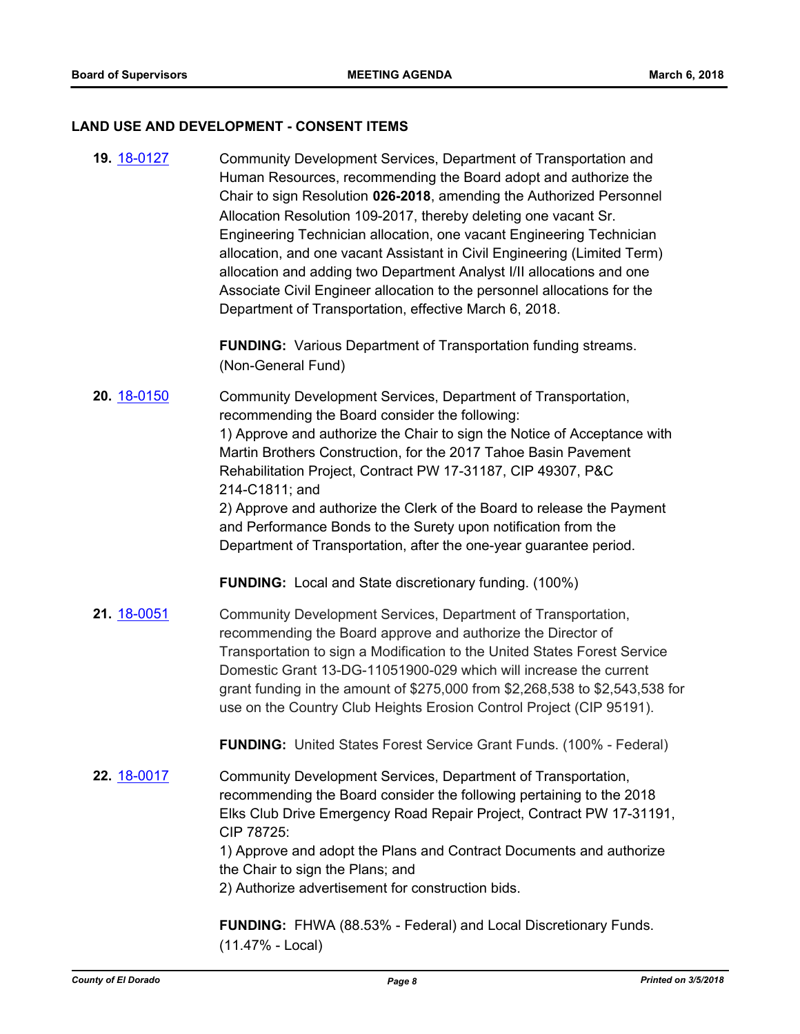## LAND USE AND DEVELOPMENT - CONSENT ITEMS

**19.** [18-0127](18-0127) Community Development Services, Department of Transportation and Human Resources, recommending the Board adopt and authorize the Chair to sign Resolution **026-2018**, amending the Authorized Personnel Allocation Resolution 109-2017, thereby deleting one vacant Sr. Engineering Technician allocation, one vacant Engineering Technician allocation, and one vacant Assistant in Civil Engineering (Limited Term) allocation and adding two Department Analyst I/II allocations and one Associate Civil Engineer allocation to the personnel allocations for the Department of Transportation, effective March 6, 2018.

**FUNDING:** Various Department of Transportation funding streams. (Non-General Fund)

**20.** [18-0150](18-0150) Community Development Services, Department of Transportation, recommending the Board consider the following:
1) Approve and authorize the Chair to sign the Notice of Acceptance with Martin Brothers Construction, for the 2017 Tahoe Basin Pavement Rehabilitation Project, Contract PW 17-31187, CIP 49307, P&C 214-C1811; and
2) Approve and authorize the Clerk of the Board to release the Payment and Performance Bonds to the Surety upon notification from the Department of Transportation, after the one-year guarantee period.

**FUNDING:** Local and State discretionary funding. (100%)

**21.** [18-0051](18-0051) Community Development Services, Department of Transportation, recommending the Board approve and authorize the Director of Transportation to sign a Modification to the United States Forest Service Domestic Grant 13-DG-11051900-029 which will increase the current grant funding in the amount of $275,000 from $2,268,538 to $2,543,538 for use on the Country Club Heights Erosion Control Project (CIP 95191).

**FUNDING:** United States Forest Service Grant Funds. (100% - Federal)

**22.** [18-0017](18-0017) Community Development Services, Department of Transportation, recommending the Board consider the following pertaining to the 2018 Elks Club Drive Emergency Road Repair Project, Contract PW 17-31191, CIP 78725:
1) Approve and adopt the Plans and Contract Documents and authorize the Chair to sign the Plans; and
2) Authorize advertisement for construction bids.

**FUNDING:** FHWA (88.53% - Federal) and Local Discretionary Funds. (11.47% - Local)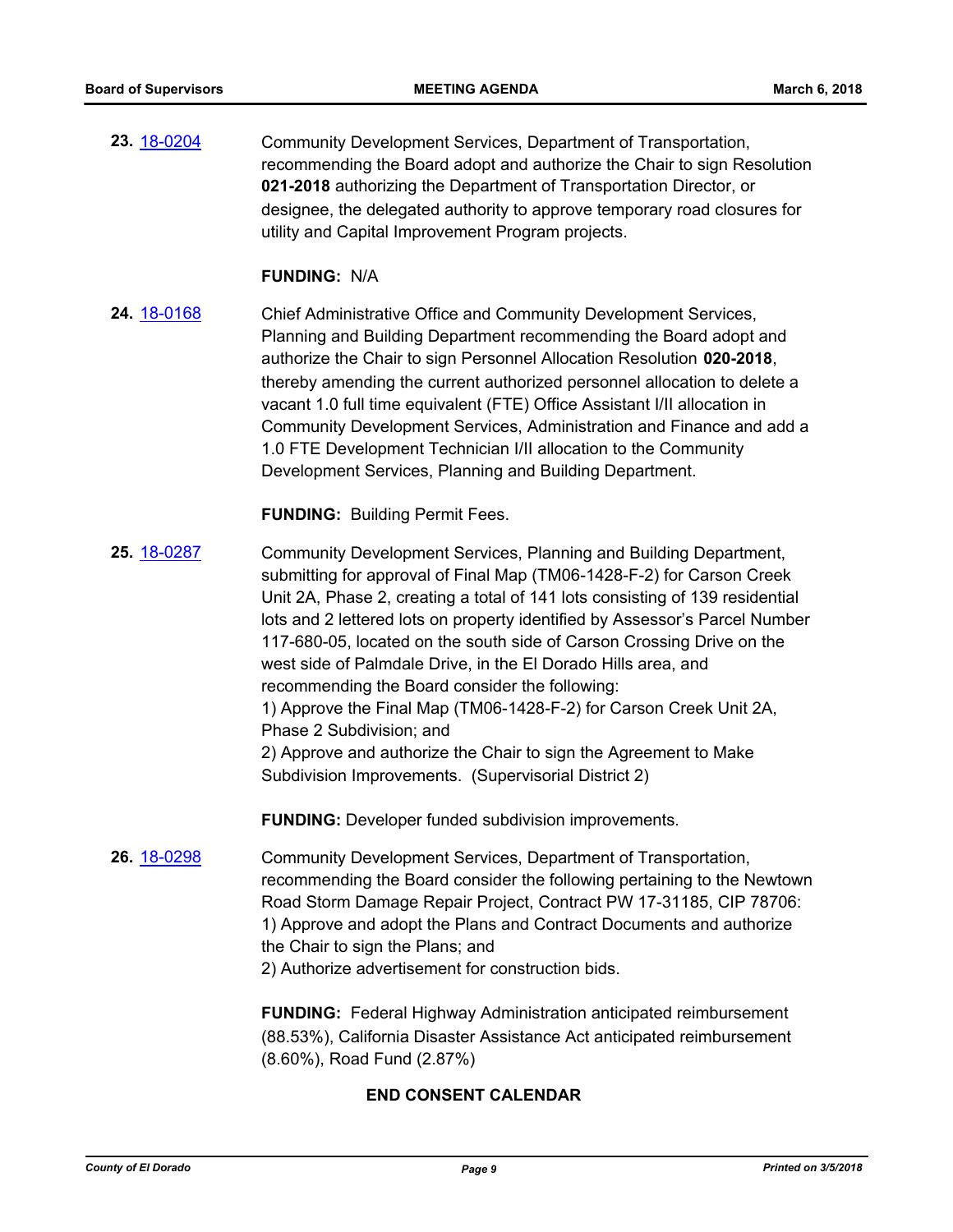**23.** [18-0204](18-0204) Community Development Services, Department of Transportation, recommending the Board adopt and authorize the Chair to sign Resolution **021-2018** authorizing the Department of Transportation Director, or designee, the delegated authority to approve temporary road closures for utility and Capital Improvement Program projects.

**FUNDING:** N/A

**24.** [18-0168](18-0168) Chief Administrative Office and Community Development Services, Planning and Building Department recommending the Board adopt and authorize the Chair to sign Personnel Allocation Resolution **020-2018**, thereby amending the current authorized personnel allocation to delete a vacant 1.0 full time equivalent (FTE) Office Assistant I/II allocation in Community Development Services, Administration and Finance and add a 1.0 FTE Development Technician I/II allocation to the Community Development Services, Planning and Building Department.

**FUNDING:** Building Permit Fees.

**25.** [18-0287](18-0287) Community Development Services, Planning and Building Department, submitting for approval of Final Map (TM06-1428-F-2) for Carson Creek Unit 2A, Phase 2, creating a total of 141 lots consisting of 139 residential lots and 2 lettered lots on property identified by Assessor's Parcel Number 117-680-05, located on the south side of Carson Crossing Drive on the west side of Palmdale Drive, in the El Dorado Hills area, and recommending the Board consider the following:
1) Approve the Final Map (TM06-1428-F-2) for Carson Creek Unit 2A, Phase 2 Subdivision; and
2) Approve and authorize the Chair to sign the Agreement to Make Subdivision Improvements. (Supervisorial District 2)

**FUNDING:** Developer funded subdivision improvements.

**26.** [18-0298](18-0298) Community Development Services, Department of Transportation, recommending the Board consider the following pertaining to the Newtown Road Storm Damage Repair Project, Contract PW 17-31185, CIP 78706:
1) Approve and adopt the Plans and Contract Documents and authorize the Chair to sign the Plans; and
2) Authorize advertisement for construction bids.

**FUNDING:** Federal Highway Administration anticipated reimbursement (88.53%), California Disaster Assistance Act anticipated reimbursement (8.60%), Road Fund (2.87%)

**END CONSENT CALENDAR**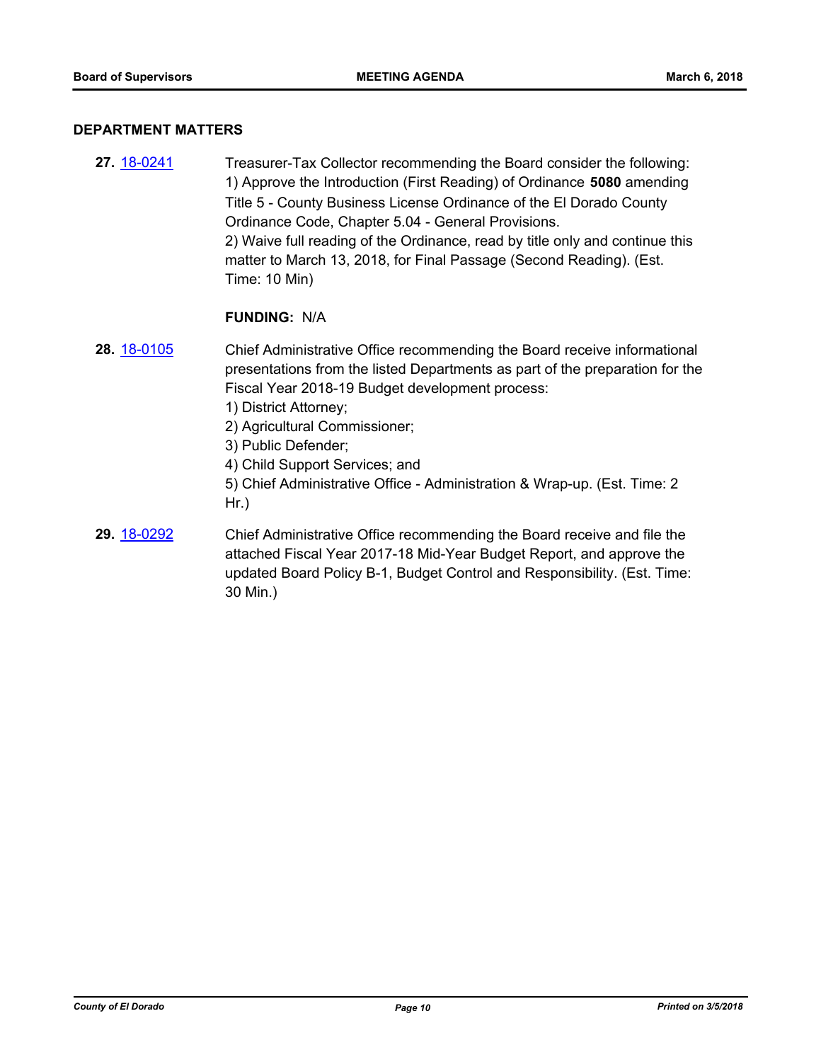## DEPARTMENT MATTERS

**27.** [18-0241](18-0241) Treasurer-Tax Collector recommending the Board consider the following:
1) Approve the Introduction (First Reading) of Ordinance **5080** amending Title 5 - County Business License Ordinance of the El Dorado County Ordinance Code, Chapter 5.04 - General Provisions.
2) Waive full reading of the Ordinance, read by title only and continue this matter to March 13, 2018, for Final Passage (Second Reading). (Est. Time: 10 Min)

**FUNDING:** N/A

**28.** [18-0105](18-0105) Chief Administrative Office recommending the Board receive informational presentations from the listed Departments as part of the preparation for the Fiscal Year 2018-19 Budget development process:
1) District Attorney;
2) Agricultural Commissioner;
3) Public Defender;
4) Child Support Services; and
5) Chief Administrative Office - Administration & Wrap-up. (Est. Time: 2 Hr.)

**29.** [18-0292](18-0292) Chief Administrative Office recommending the Board receive and file the attached Fiscal Year 2017-18 Mid-Year Budget Report, and approve the updated Board Policy B-1, Budget Control and Responsibility. (Est. Time: 30 Min.)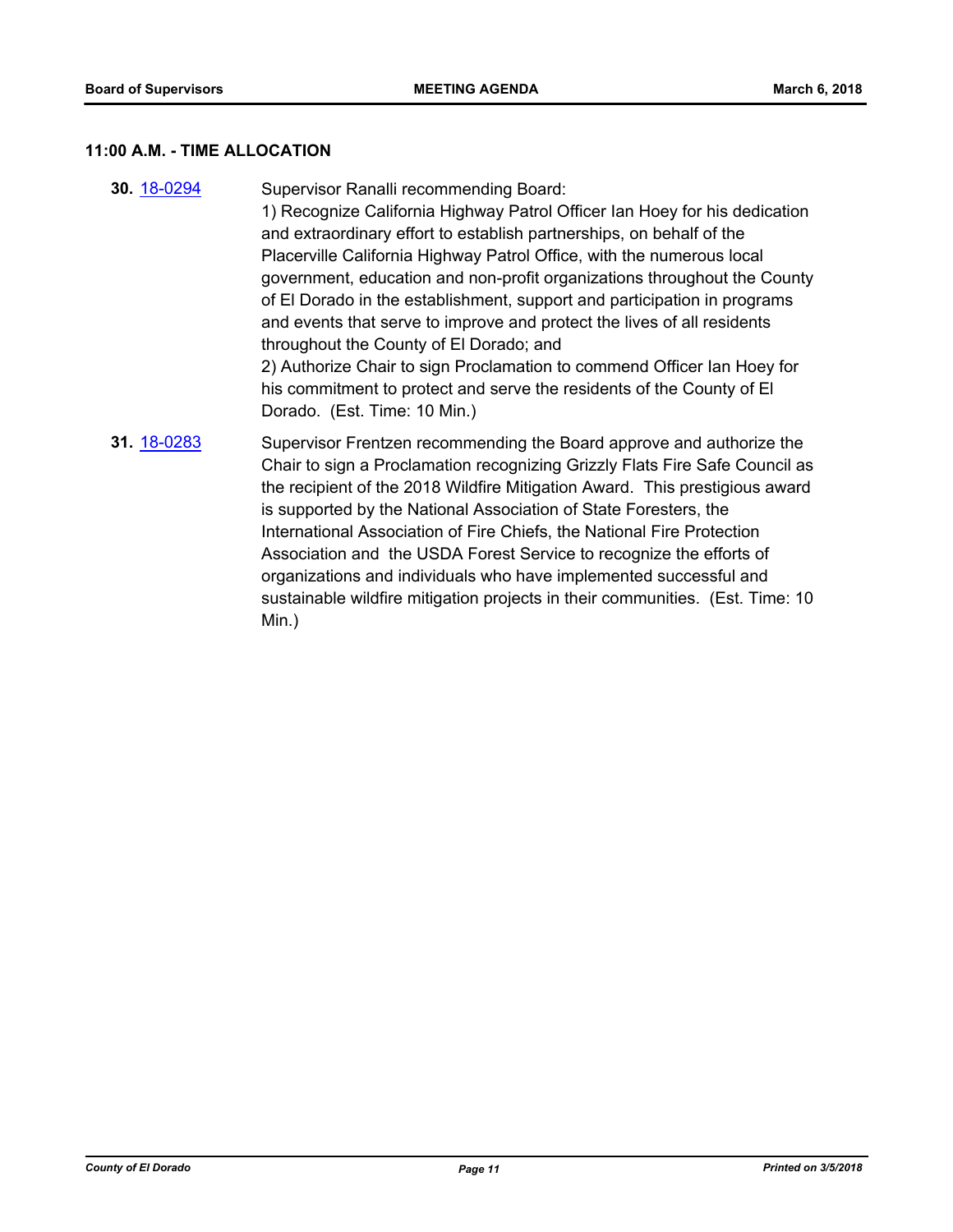## 11:00 A.M. - TIME ALLOCATION

**30.** 18-0294

Supervisor Ranalli recommending Board:

1) Recognize California Highway Patrol Officer Ian Hoey for his dedication and extraordinary effort to establish partnerships, on behalf of the Placerville California Highway Patrol Office, with the numerous local government, education and non-profit organizations throughout the County of El Dorado in the establishment, support and participation in programs and events that serve to improve and protect the lives of all residents throughout the County of El Dorado; and

2) Authorize Chair to sign Proclamation to commend Officer Ian Hoey for his commitment to protect and serve the residents of the County of El Dorado. (Est. Time: 10 Min.)

**31.** 18-0283

Supervisor Frentzen recommending the Board approve and authorize the Chair to sign a Proclamation recognizing Grizzly Flats Fire Safe Council as the recipient of the 2018 Wildfire Mitigation Award. This prestigious award is supported by the National Association of State Foresters, the International Association of Fire Chiefs, the National Fire Protection Association and the USDA Forest Service to recognize the efforts of organizations and individuals who have implemented successful and sustainable wildfire mitigation projects in their communities. (Est. Time: 10 Min.)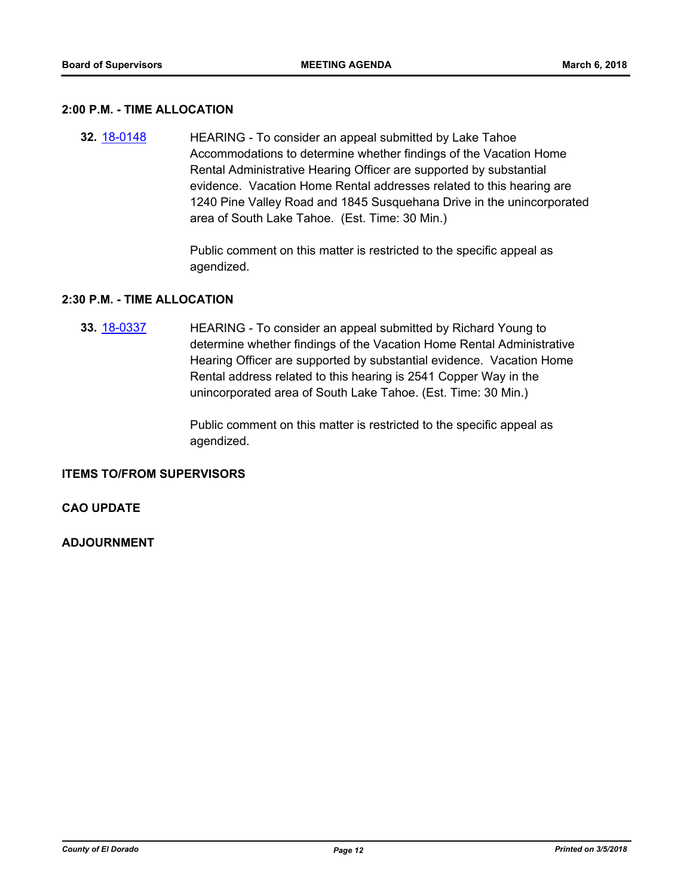**2:00 P.M. - TIME ALLOCATION**

**32.** [18-0148](#) HEARING - To consider an appeal submitted by Lake Tahoe Accommodations to determine whether findings of the Vacation Home Rental Administrative Hearing Officer are supported by substantial evidence. Vacation Home Rental addresses related to this hearing are 1240 Pine Valley Road and 1845 Susquehana Drive in the unincorporated area of South Lake Tahoe. (Est. Time: 30 Min.)

Public comment on this matter is restricted to the specific appeal as agendized.

**2:30 P.M. - TIME ALLOCATION**

**33.** [18-0337](#) HEARING - To consider an appeal submitted by Richard Young to determine whether findings of the Vacation Home Rental Administrative Hearing Officer are supported by substantial evidence. Vacation Home Rental address related to this hearing is 2541 Copper Way in the unincorporated area of South Lake Tahoe. (Est. Time: 30 Min.)

Public comment on this matter is restricted to the specific appeal as agendized.

**ITEMS TO/FROM SUPERVISORS**

**CAO UPDATE**

**ADJOURNMENT**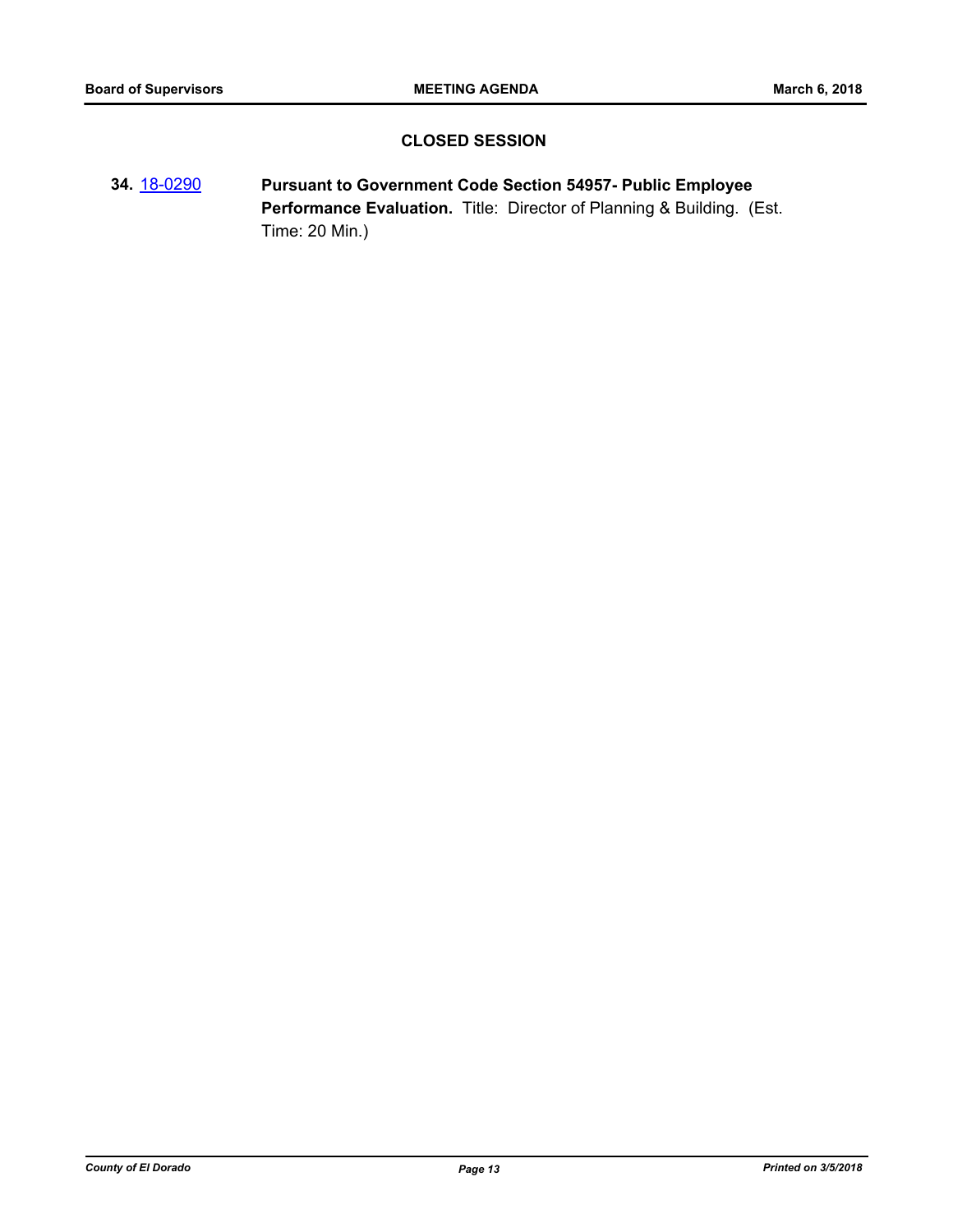## CLOSED SESSION

**34.** [18-0290] **Pursuant to Government Code Section 54957- Public Employee Performance Evaluation.** Title: Director of Planning & Building. (Est. Time: 20 Min.)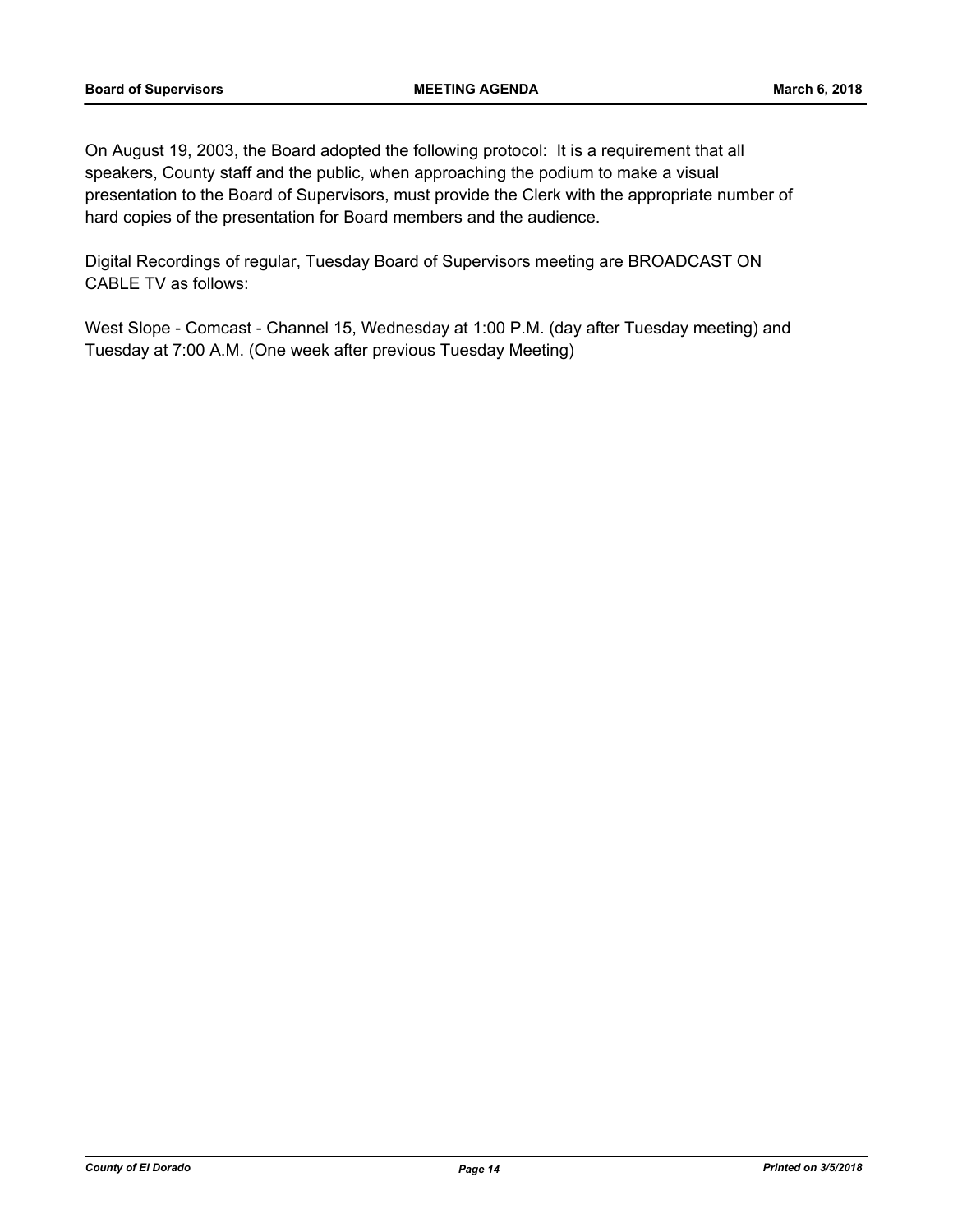On August 19, 2003, the Board adopted the following protocol: It is a requirement that all speakers, County staff and the public, when approaching the podium to make a visual presentation to the Board of Supervisors, must provide the Clerk with the appropriate number of hard copies of the presentation for Board members and the audience.

Digital Recordings of regular, Tuesday Board of Supervisors meeting are BROADCAST ON CABLE TV as follows:

West Slope - Comcast - Channel 15, Wednesday at 1:00 P.M. (day after Tuesday meeting) and Tuesday at 7:00 A.M. (One week after previous Tuesday Meeting)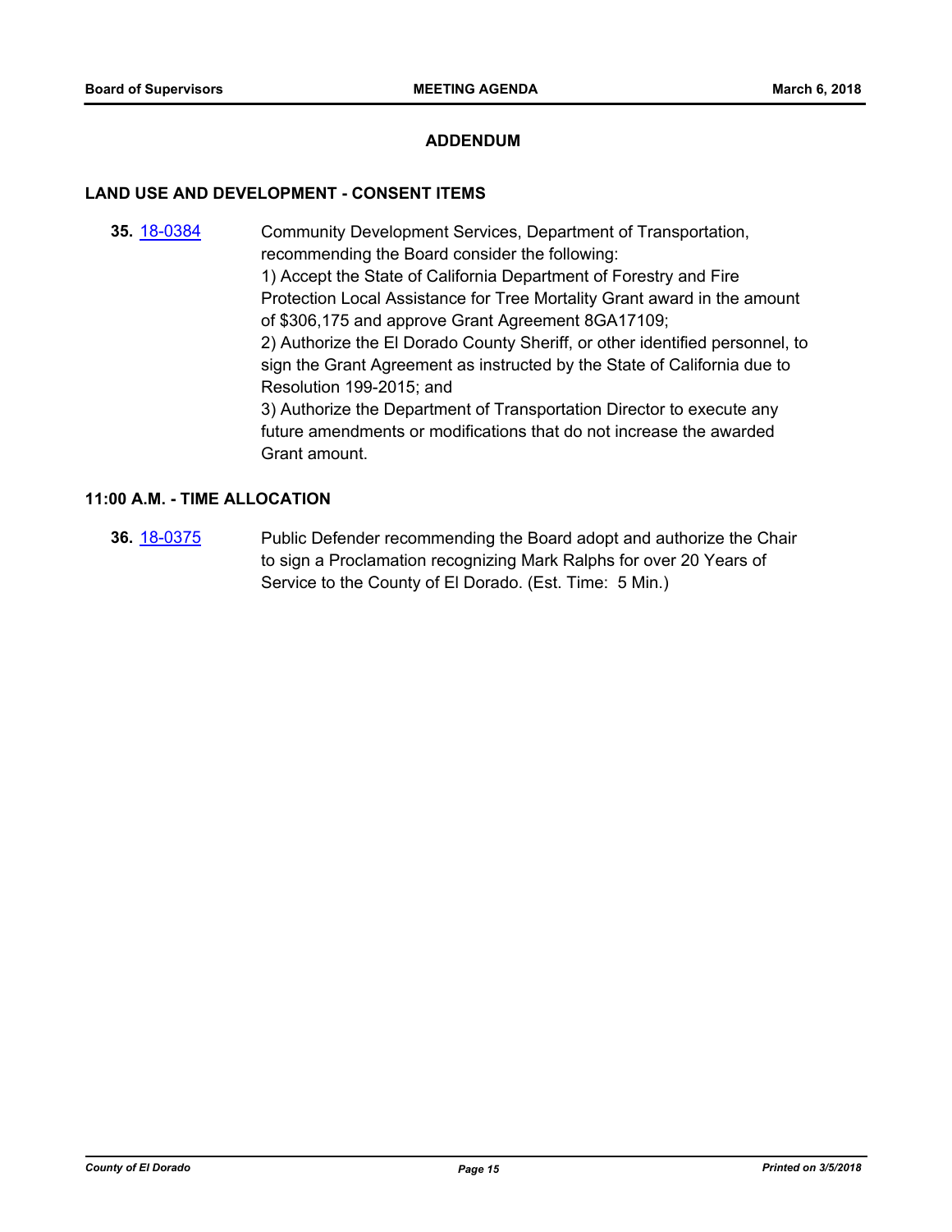## ADDENDUM

### LAND USE AND DEVELOPMENT - CONSENT ITEMS

**35.** [18-0384](18-0384)

Community Development Services, Department of Transportation, recommending the Board consider the following:
1) Accept the State of California Department of Forestry and Fire Protection Local Assistance for Tree Mortality Grant award in the amount of $306,175 and approve Grant Agreement 8GA17109;
2) Authorize the El Dorado County Sheriff, or other identified personnel, to sign the Grant Agreement as instructed by the State of California due to Resolution 199-2015; and
3) Authorize the Department of Transportation Director to execute any future amendments or modifications that do not increase the awarded Grant amount.

### 11:00 A.M. - TIME ALLOCATION

**36.** [18-0375](18-0375)

Public Defender recommending the Board adopt and authorize the Chair to sign a Proclamation recognizing Mark Ralphs for over 20 Years of Service to the County of El Dorado. (Est. Time: 5 Min.)